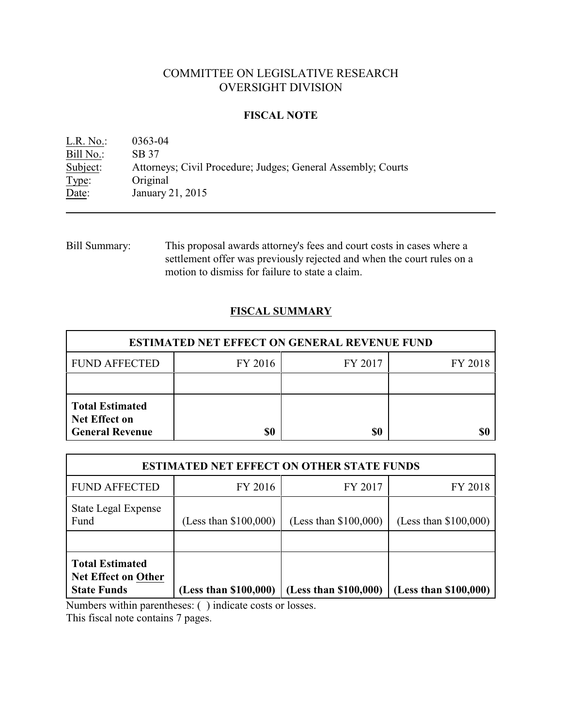# COMMITTEE ON LEGISLATIVE RESEARCH
# OVERSIGHT DIVISION

## FISCAL NOTE

L.R. No.: 0363-04
Bill No.: SB 37
Subject: Attorneys; Civil Procedure; Judges; General Assembly; Courts
Type: Original
Date: January 21, 2015

---

Bill Summary: This proposal awards attorney's fees and court costs in cases where a settlement offer was previously rejected and when the court rules on a motion to dismiss for failure to state a claim.

## FISCAL SUMMARY

| ESTIMATED NET EFFECT ON GENERAL REVENUE FUND | | | |
|---|---|---|---|
| FUND AFFECTED | FY 2016 | FY 2017 | FY 2018 |
| | | | |
| **Total Estimated Net Effect on General Revenue** | **$0** | **$0** | **$0** |

| ESTIMATED NET EFFECT ON OTHER STATE FUNDS | | | |
|---|---|---|---|
| FUND AFFECTED | FY 2016 | FY 2017 | FY 2018 |
| State Legal Expense Fund | (Less than $100,000) | (Less than $100,000) | (Less than $100,000) |
| | | | |
| **Total Estimated Net Effect on Other State Funds** | **(Less than $100,000)** | **(Less than $100,000)** | **(Less than $100,000)** |

Numbers within parentheses: ( ) indicate costs or losses.
This fiscal note contains 7 pages.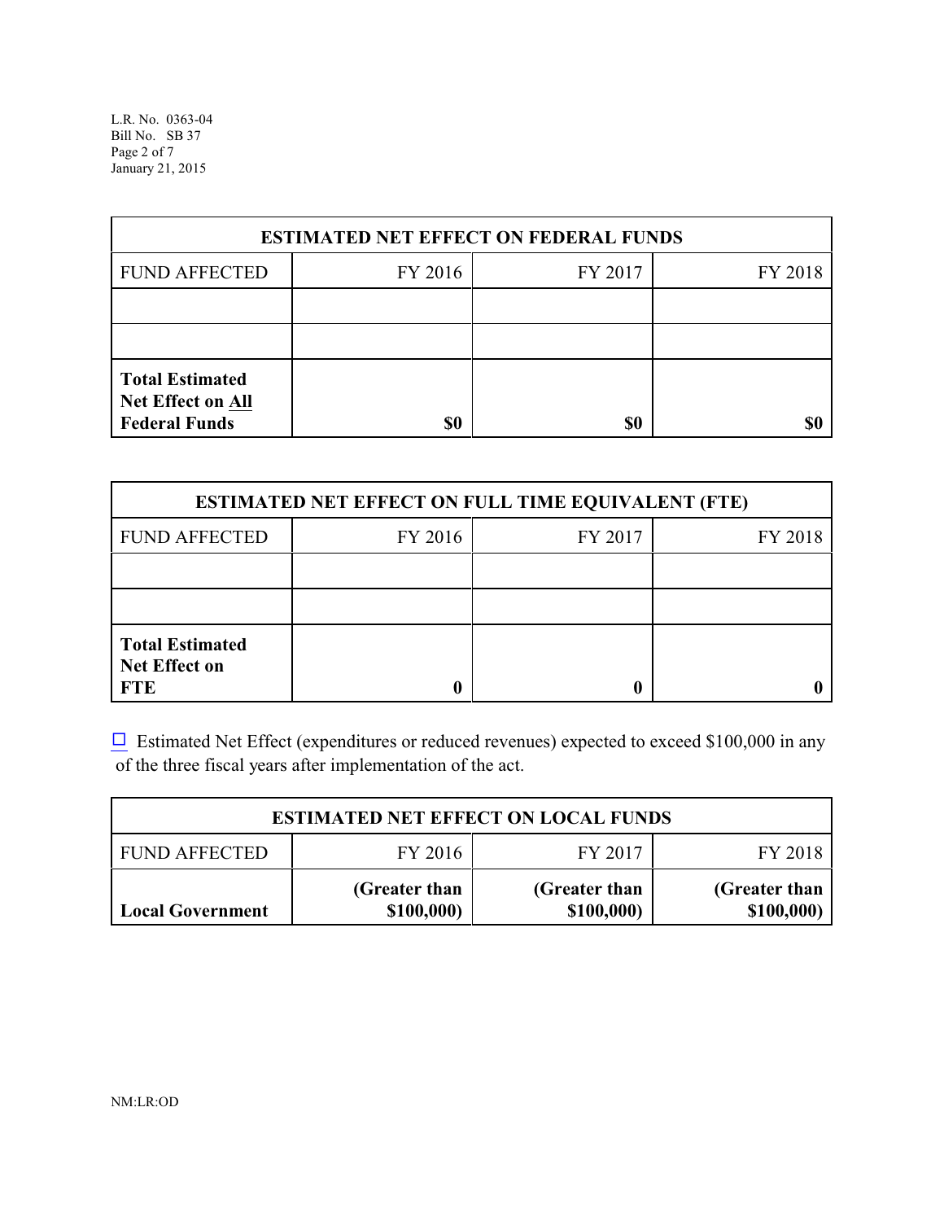| ESTIMATED NET EFFECT ON FEDERAL FUNDS | | | |
|---|---|---|---|
| FUND AFFECTED | FY 2016 | FY 2017 | FY 2018 |
| | | | |
| | | | |
| **Total Estimated Net Effect on All Federal Funds** | **$0** | **$0** | **$0** |

| ESTIMATED NET EFFECT ON FULL TIME EQUIVALENT (FTE) | | | |
|---|---|---|---|
| FUND AFFECTED | FY 2016 | FY 2017 | FY 2018 |
| | | | |
| | | | |
| **Total Estimated Net Effect on FTE** | **0** | **0** | **0** |

☐ Estimated Net Effect (expenditures or reduced revenues) expected to exceed $100,000 in any of the three fiscal years after implementation of the act.

| ESTIMATED NET EFFECT ON LOCAL FUNDS | | | |
|---|---|---|---|
| FUND AFFECTED | FY 2016 | FY 2017 | FY 2018 |
| **Local Government** | **(Greater than $100,000)** | **(Greater than $100,000)** | **(Greater than $100,000)** |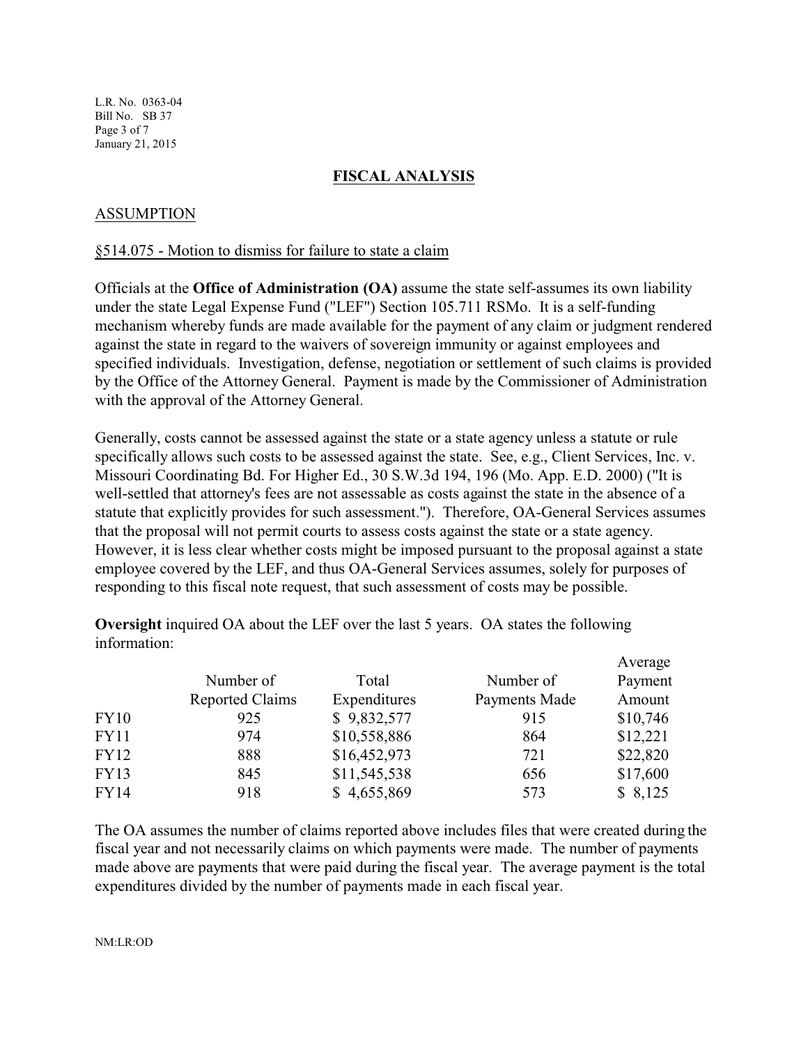## FISCAL ANALYSIS

### ASSUMPTION

§514.075 - Motion to dismiss for failure to state a claim

Officials at the **Office of Administration (OA)** assume the state self-assumes its own liability under the state Legal Expense Fund ("LEF") Section 105.711 RSMo. It is a self-funding mechanism whereby funds are made available for the payment of any claim or judgment rendered against the state in regard to the waivers of sovereign immunity or against employees and specified individuals. Investigation, defense, negotiation or settlement of such claims is provided by the Office of the Attorney General. Payment is made by the Commissioner of Administration with the approval of the Attorney General.

Generally, costs cannot be assessed against the state or a state agency unless a statute or rule specifically allows such costs to be assessed against the state. See, e.g., Client Services, Inc. v. Missouri Coordinating Bd. For Higher Ed., 30 S.W.3d 194, 196 (Mo. App. E.D. 2000) ("It is well-settled that attorney's fees are not assessable as costs against the state in the absence of a statute that explicitly provides for such assessment."). Therefore, OA-General Services assumes that the proposal will not permit courts to assess costs against the state or a state agency. However, it is less clear whether costs might be imposed pursuant to the proposal against a state employee covered by the LEF, and thus OA-General Services assumes, solely for purposes of responding to this fiscal note request, that such assessment of costs may be possible.

**Oversight** inquired OA about the LEF over the last 5 years. OA states the following information:

| | Number of Reported Claims | Total Expenditures | Number of Payments Made | Average Payment Amount |
|---|---|---|---|---|
| FY10 | 925 | $ 9,832,577 | 915 | $10,746 |
| FY11 | 974 | $10,558,886 | 864 | $12,221 |
| FY12 | 888 | $16,452,973 | 721 | $22,820 |
| FY13 | 845 | $11,545,538 | 656 | $17,600 |
| FY14 | 918 | $ 4,655,869 | 573 | $ 8,125 |

The OA assumes the number of claims reported above includes files that were created during the fiscal year and not necessarily claims on which payments were made. The number of payments made above are payments that were paid during the fiscal year. The average payment is the total expenditures divided by the number of payments made in each fiscal year.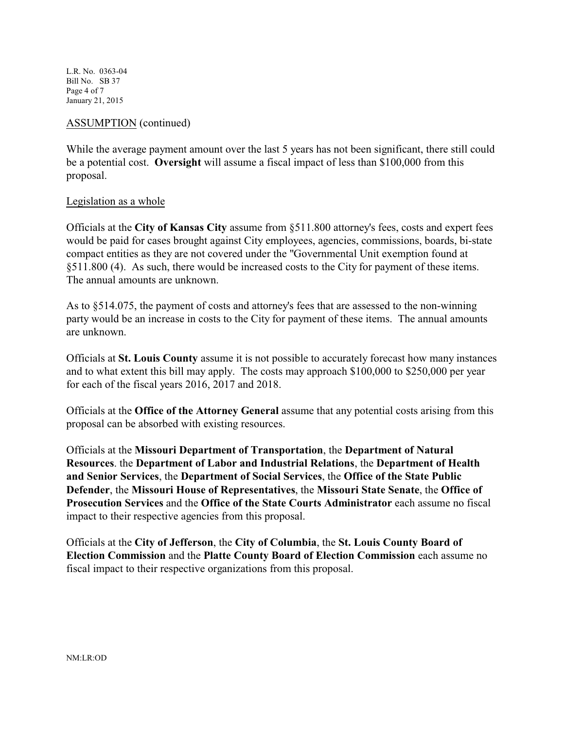ASSUMPTION (continued)

While the average payment amount over the last 5 years has not been significant, there still could be a potential cost. **Oversight** will assume a fiscal impact of less than $100,000 from this proposal.

Legislation as a whole

Officials at the **City of Kansas City** assume from §511.800 attorney's fees, costs and expert fees would be paid for cases brought against City employees, agencies, commissions, boards, bi-state compact entities as they are not covered under the "Governmental Unit exemption found at §511.800 (4). As such, there would be increased costs to the City for payment of these items. The annual amounts are unknown.

As to §514.075, the payment of costs and attorney's fees that are assessed to the non-winning party would be an increase in costs to the City for payment of these items. The annual amounts are unknown.

Officials at **St. Louis County** assume it is not possible to accurately forecast how many instances and to what extent this bill may apply. The costs may approach $100,000 to $250,000 per year for each of the fiscal years 2016, 2017 and 2018.

Officials at the **Office of the Attorney General** assume that any potential costs arising from this proposal can be absorbed with existing resources.

Officials at the **Missouri Department of Transportation**, the **Department of Natural Resources**. the **Department of Labor and Industrial Relations**, the **Department of Health and Senior Services**, the **Department of Social Services**, the **Office of the State Public Defender**, the **Missouri House of Representatives**, the **Missouri State Senate**, the **Office of Prosecution Services** and the **Office of the State Courts Administrator** each assume no fiscal impact to their respective agencies from this proposal.

Officials at the **City of Jefferson**, the **City of Columbia**, the **St. Louis County Board of Election Commission** and the **Platte County Board of Election Commission** each assume no fiscal impact to their respective organizations from this proposal.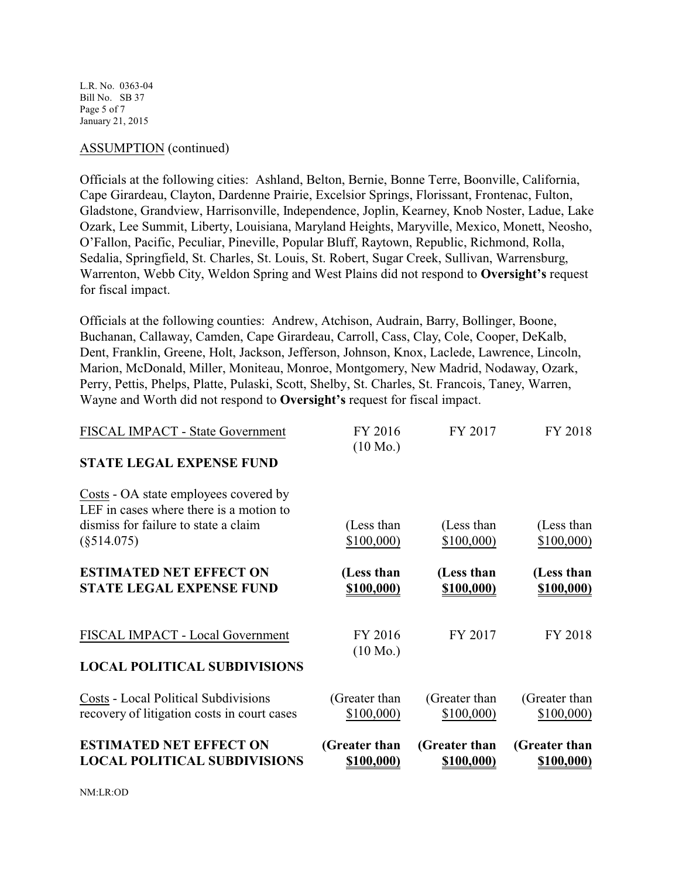ASSUMPTION (continued)

Officials at the following cities: Ashland, Belton, Bernie, Bonne Terre, Boonville, California, Cape Girardeau, Clayton, Dardenne Prairie, Excelsior Springs, Florissant, Frontenac, Fulton, Gladstone, Grandview, Harrisonville, Independence, Joplin, Kearney, Knob Noster, Ladue, Lake Ozark, Lee Summit, Liberty, Louisiana, Maryland Heights, Maryville, Mexico, Monett, Neosho, O'Fallon, Pacific, Peculiar, Pineville, Popular Bluff, Raytown, Republic, Richmond, Rolla, Sedalia, Springfield, St. Charles, St. Louis, St. Robert, Sugar Creek, Sullivan, Warrensburg, Warrenton, Webb City, Weldon Spring and West Plains did not respond to **Oversight's** request for fiscal impact.

Officials at the following counties: Andrew, Atchison, Audrain, Barry, Bollinger, Boone, Buchanan, Callaway, Camden, Cape Girardeau, Carroll, Cass, Clay, Cole, Cooper, DeKalb, Dent, Franklin, Greene, Holt, Jackson, Jefferson, Johnson, Knox, Laclede, Lawrence, Lincoln, Marion, McDonald, Miller, Moniteau, Monroe, Montgomery, New Madrid, Nodaway, Ozark, Perry, Pettis, Phelps, Platte, Pulaski, Scott, Shelby, St. Charles, St. Francois, Taney, Warren, Wayne and Worth did not respond to **Oversight's** request for fiscal impact.

| FISCAL IMPACT - State Government | FY 2016 (10 Mo.) | FY 2017 | FY 2018 |
|---|---|---|---|
| **STATE LEGAL EXPENSE FUND** | | | |
| Costs - OA state employees covered by LEF in cases where there is a motion to dismiss for failure to state a claim (§514.075) | (Less than $100,000) | (Less than $100,000) | (Less than $100,000) |
| **ESTIMATED NET EFFECT ON STATE LEGAL EXPENSE FUND** | **(Less than $100,000)** | **(Less than $100,000)** | **(Less than $100,000)** |

| FISCAL IMPACT - Local Government | FY 2016 (10 Mo.) | FY 2017 | FY 2018 |
|---|---|---|---|
| **LOCAL POLITICAL SUBDIVISIONS** | | | |
| Costs - Local Political Subdivisions recovery of litigation costs in court cases | (Greater than $100,000) | (Greater than $100,000) | (Greater than $100,000) |
| **ESTIMATED NET EFFECT ON LOCAL POLITICAL SUBDIVISIONS** | **(Greater than $100,000)** | **(Greater than $100,000)** | **(Greater than $100,000)** |

NM:LR:OD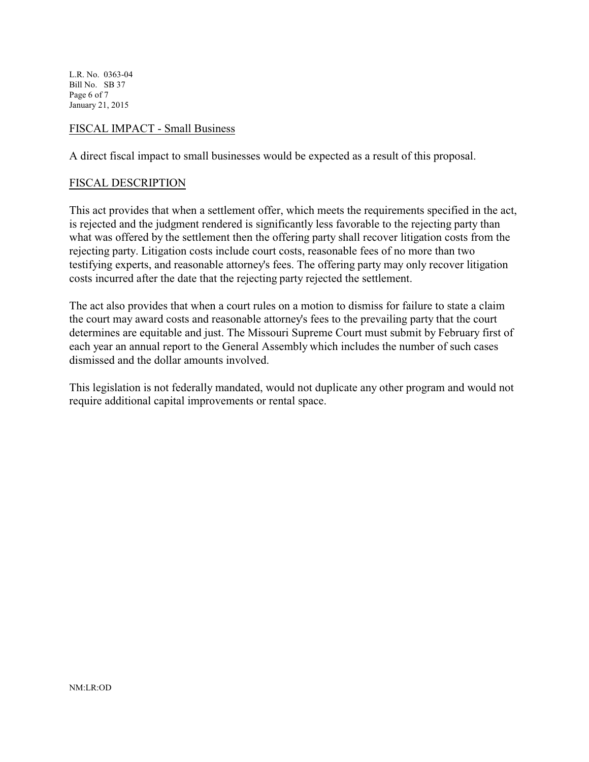FISCAL IMPACT - Small Business

A direct fiscal impact to small businesses would be expected as a result of this proposal.

FISCAL DESCRIPTION

This act provides that when a settlement offer, which meets the requirements specified in the act, is rejected and the judgment rendered is significantly less favorable to the rejecting party than what was offered by the settlement then the offering party shall recover litigation costs from the rejecting party. Litigation costs include court costs, reasonable fees of no more than two testifying experts, and reasonable attorney's fees. The offering party may only recover litigation costs incurred after the date that the rejecting party rejected the settlement.

The act also provides that when a court rules on a motion to dismiss for failure to state a claim the court may award costs and reasonable attorney's fees to the prevailing party that the court determines are equitable and just. The Missouri Supreme Court must submit by February first of each year an annual report to the General Assembly which includes the number of such cases dismissed and the dollar amounts involved.

This legislation is not federally mandated, would not duplicate any other program and would not require additional capital improvements or rental space.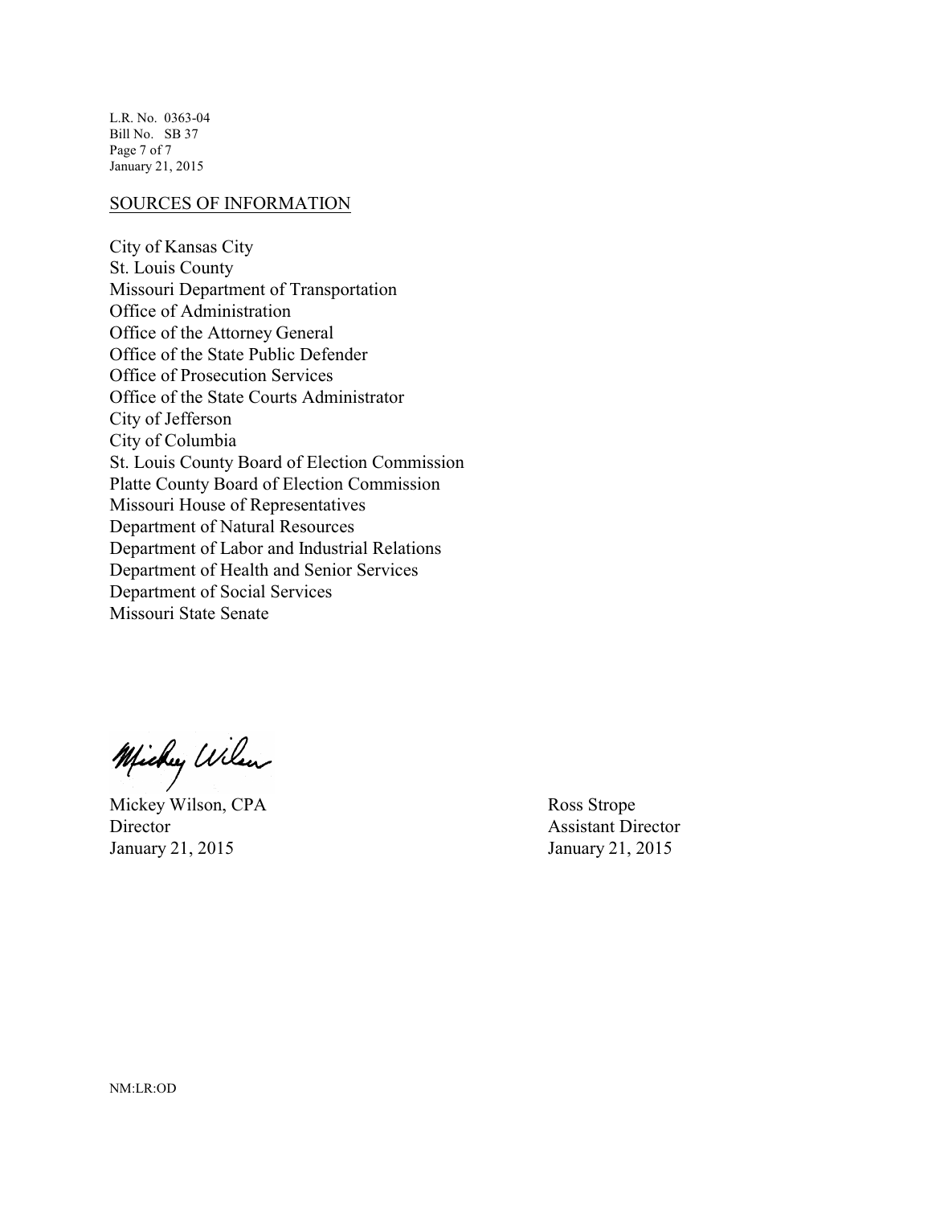## SOURCES OF INFORMATION

City of Kansas City
St. Louis County
Missouri Department of Transportation
Office of Administration
Office of the Attorney General
Office of the State Public Defender
Office of Prosecution Services
Office of the State Courts Administrator
City of Jefferson
City of Columbia
St. Louis County Board of Election Commission
Platte County Board of Election Commission
Missouri House of Representatives
Department of Natural Resources
Department of Labor and Industrial Relations
Department of Health and Senior Services
Department of Social Services
Missouri State Senate

Mickey Wilson, CPA
Director
January 21, 2015

Ross Strope
Assistant Director
January 21, 2015

NM:LR:OD